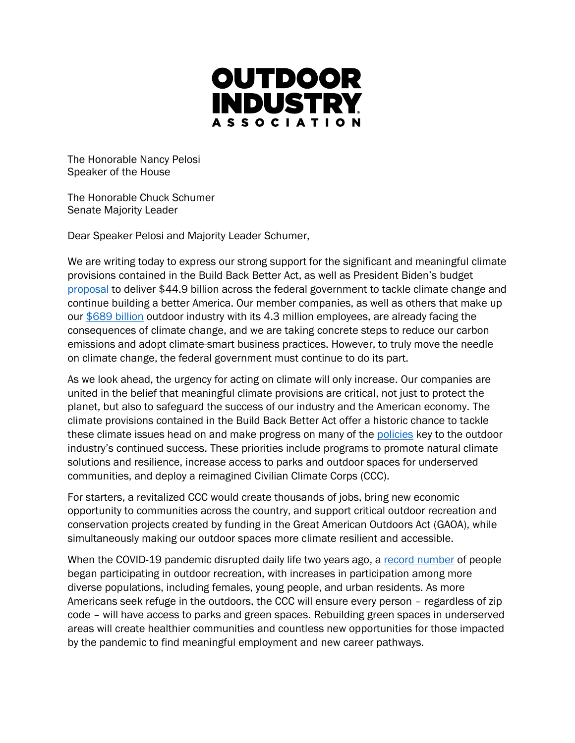**OUTDOOR INDUSTRY ASSOCIATION**

The Honorable Nancy Pelosi
Speaker of the House

The Honorable Chuck Schumer
Senate Majority Leader

Dear Speaker Pelosi and Majority Leader Schumer,

We are writing today to express our strong support for the significant and meaningful climate provisions contained in the Build Back Better Act, as well as President Biden's budget proposal to deliver $44.9 billion across the federal government to tackle climate change and continue building a better America. Our member companies, as well as others that make up our $689 billion outdoor industry with its 4.3 million employees, are already facing the consequences of climate change, and we are taking concrete steps to reduce our carbon emissions and adopt climate-smart business practices. However, to truly move the needle on climate change, the federal government must continue to do its part.

As we look ahead, the urgency for acting on climate will only increase. Our companies are united in the belief that meaningful climate provisions are critical, not just to protect the planet, but also to safeguard the success of our industry and the American economy. The climate provisions contained in the Build Back Better Act offer a historic chance to tackle these climate issues head on and make progress on many of the policies key to the outdoor industry's continued success. These priorities include programs to promote natural climate solutions and resilience, increase access to parks and outdoor spaces for underserved communities, and deploy a reimagined Civilian Climate Corps (CCC).

For starters, a revitalized CCC would create thousands of jobs, bring new economic opportunity to communities across the country, and support critical outdoor recreation and conservation projects created by funding in the Great American Outdoors Act (GAOA), while simultaneously making our outdoor spaces more climate resilient and accessible.

When the COVID-19 pandemic disrupted daily life two years ago, a record number of people began participating in outdoor recreation, with increases in participation among more diverse populations, including females, young people, and urban residents. As more Americans seek refuge in the outdoors, the CCC will ensure every person – regardless of zip code – will have access to parks and green spaces. Rebuilding green spaces in underserved areas will create healthier communities and countless new opportunities for those impacted by the pandemic to find meaningful employment and new career pathways.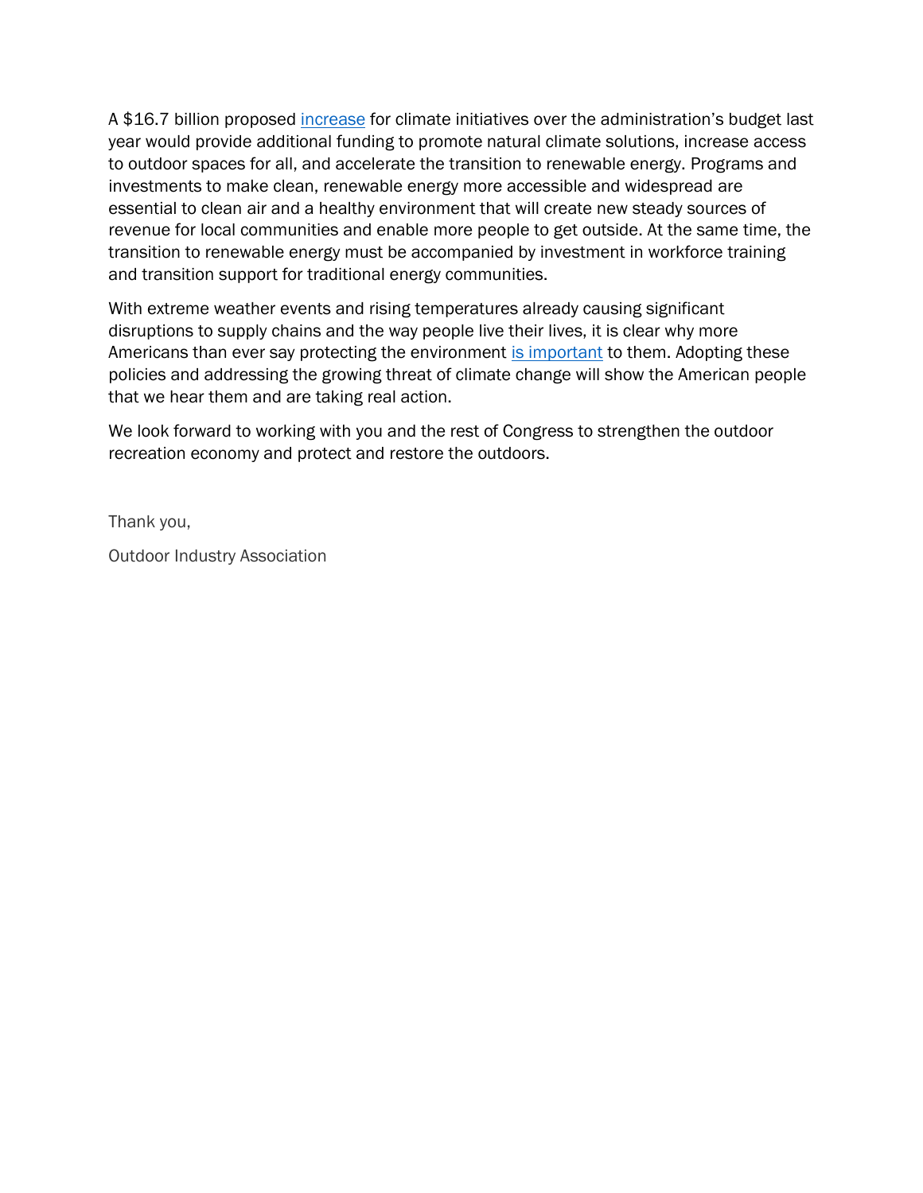A $16.7 billion proposed increase for climate initiatives over the administration's budget last year would provide additional funding to promote natural climate solutions, increase access to outdoor spaces for all, and accelerate the transition to renewable energy. Programs and investments to make clean, renewable energy more accessible and widespread are essential to clean air and a healthy environment that will create new steady sources of revenue for local communities and enable more people to get outside. At the same time, the transition to renewable energy must be accompanied by investment in workforce training and transition support for traditional energy communities.

With extreme weather events and rising temperatures already causing significant disruptions to supply chains and the way people live their lives, it is clear why more Americans than ever say protecting the environment is important to them. Adopting these policies and addressing the growing threat of climate change will show the American people that we hear them and are taking real action.

We look forward to working with you and the rest of Congress to strengthen the outdoor recreation economy and protect and restore the outdoors.

Thank you,

Outdoor Industry Association